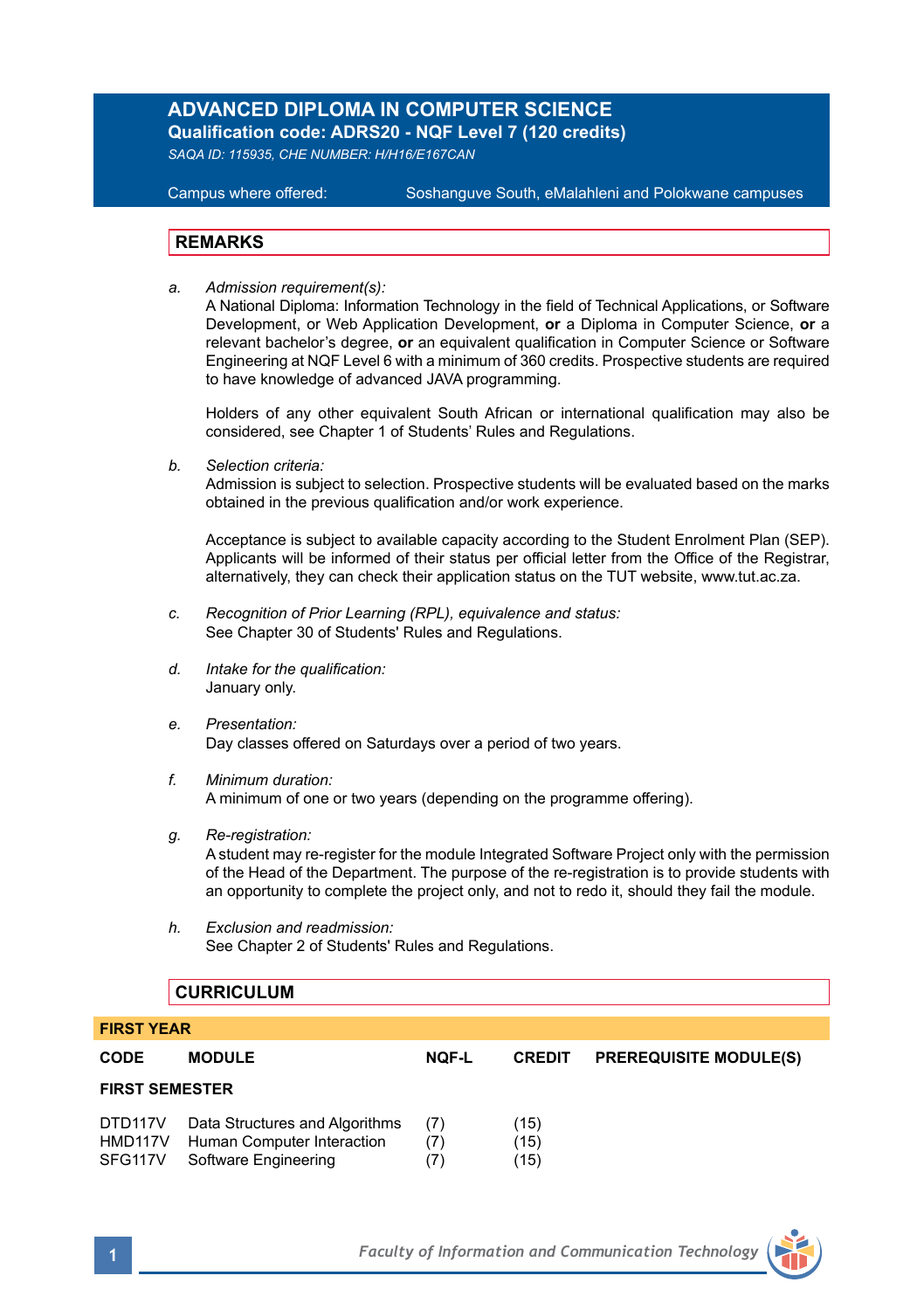# ADVANCED DIPLOMA IN COMPUTER SCIENCE

**Qualification code: ADRS20 - NQF Level 7 (120 credits)**

*SAQA ID: 115935, CHE NUMBER: H/H16/E167CAN*

Campus where offered: Soshanguve South, eMalahleni and Polokwane campuses

## REMARKS

a. *Admission requirement(s):*
A National Diploma: Information Technology in the field of Technical Applications, or Software Development, or Web Application Development, **or** a Diploma in Computer Science, **or** a relevant bachelor's degree, **or** an equivalent qualification in Computer Science or Software Engineering at NQF Level 6 with a minimum of 360 credits. Prospective students are required to have knowledge of advanced JAVA programming.

Holders of any other equivalent South African or international qualification may also be considered, see Chapter 1 of Students' Rules and Regulations.

b. *Selection criteria:*
Admission is subject to selection. Prospective students will be evaluated based on the marks obtained in the previous qualification and/or work experience.

Acceptance is subject to available capacity according to the Student Enrolment Plan (SEP). Applicants will be informed of their status per official letter from the Office of the Registrar, alternatively, they can check their application status on the TUT website, www.tut.ac.za.

c. *Recognition of Prior Learning (RPL), equivalence and status:*
See Chapter 30 of Students' Rules and Regulations.

d. *Intake for the qualification:*
January only.

e. *Presentation:*
Day classes offered on Saturdays over a period of two years.

f. *Minimum duration:*
A minimum of one or two years (depending on the programme offering).

g. *Re-registration:*
A student may re-register for the module Integrated Software Project only with the permission of the Head of the Department. The purpose of the re-registration is to provide students with an opportunity to complete the project only, and not to redo it, should they fail the module.

h. *Exclusion and readmission:*
See Chapter 2 of Students' Rules and Regulations.

## CURRICULUM

**FIRST YEAR**

| CODE | MODULE | NQF-L | CREDIT | PREREQUISITE MODULE(S) |
|---|---|---|---|---|
| **FIRST SEMESTER** | | | | |
| DTD117V | Data Structures and Algorithms | (7) | (15) | |
| HMD117V | Human Computer Interaction | (7) | (15) | |
| SFG117V | Software Engineering | (7) | (15) | |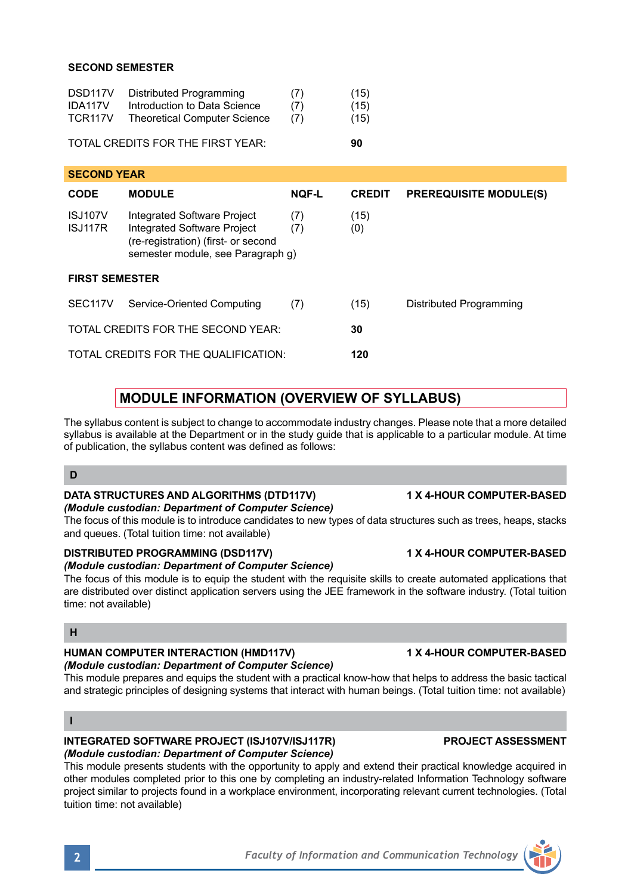**SECOND SEMESTER**

| | | | |
|---|---|---|---|
| DSD117V | Distributed Programming | (7) | (15) |
| IDA117V | Introduction to Data Science | (7) | (15) |
| TCR117V | Theoretical Computer Science | (7) | (15) |

TOTAL CREDITS FOR THE FIRST YEAR: **90**

## SECOND YEAR

| CODE | MODULE | NQF-L | CREDIT | PREREQUISITE MODULE(S) |
|---|---|---|---|---|
| ISJ107V | Integrated Software Project | (7) | (15) | |
| ISJ117R | Integrated Software Project (re-registration) (first- or second semester module, see Paragraph g) | (7) | (0) | |
| **FIRST SEMESTER** | | | | |
| SEC117V | Service-Oriented Computing | (7) | (15) | Distributed Programming |

TOTAL CREDITS FOR THE SECOND YEAR: **30**

TOTAL CREDITS FOR THE QUALIFICATION: **120**

## MODULE INFORMATION (OVERVIEW OF SYLLABUS)

The syllabus content is subject to change to accommodate industry changes. Please note that a more detailed syllabus is available at the Department or in the study guide that is applicable to a particular module. At time of publication, the syllabus content was defined as follows:

### D

**DATA STRUCTURES AND ALGORITHMS (DTD117V)** **1 X 4-HOUR COMPUTER-BASED**
***(Module custodian: Department of Computer Science)***
The focus of this module is to introduce candidates to new types of data structures such as trees, heaps, stacks and queues. (Total tuition time: not available)

**DISTRIBUTED PROGRAMMING (DSD117V)** **1 X 4-HOUR COMPUTER-BASED**
***(Module custodian: Department of Computer Science)***
The focus of this module is to equip the student with the requisite skills to create automated applications that are distributed over distinct application servers using the JEE framework in the software industry. (Total tuition time: not available)

### H

**HUMAN COMPUTER INTERACTION (HMD117V)** **1 X 4-HOUR COMPUTER-BASED**
***(Module custodian: Department of Computer Science)***
This module prepares and equips the student with a practical know-how that helps to address the basic tactical and strategic principles of designing systems that interact with human beings. (Total tuition time: not available)

### I

**INTEGRATED SOFTWARE PROJECT (ISJ107V/ISJ117R)** **PROJECT ASSESSMENT**
***(Module custodian: Department of Computer Science)***
This module presents students with the opportunity to apply and extend their practical knowledge acquired in other modules completed prior to this one by completing an industry-related Information Technology software project similar to projects found in a workplace environment, incorporating relevant current technologies. (Total tuition time: not available)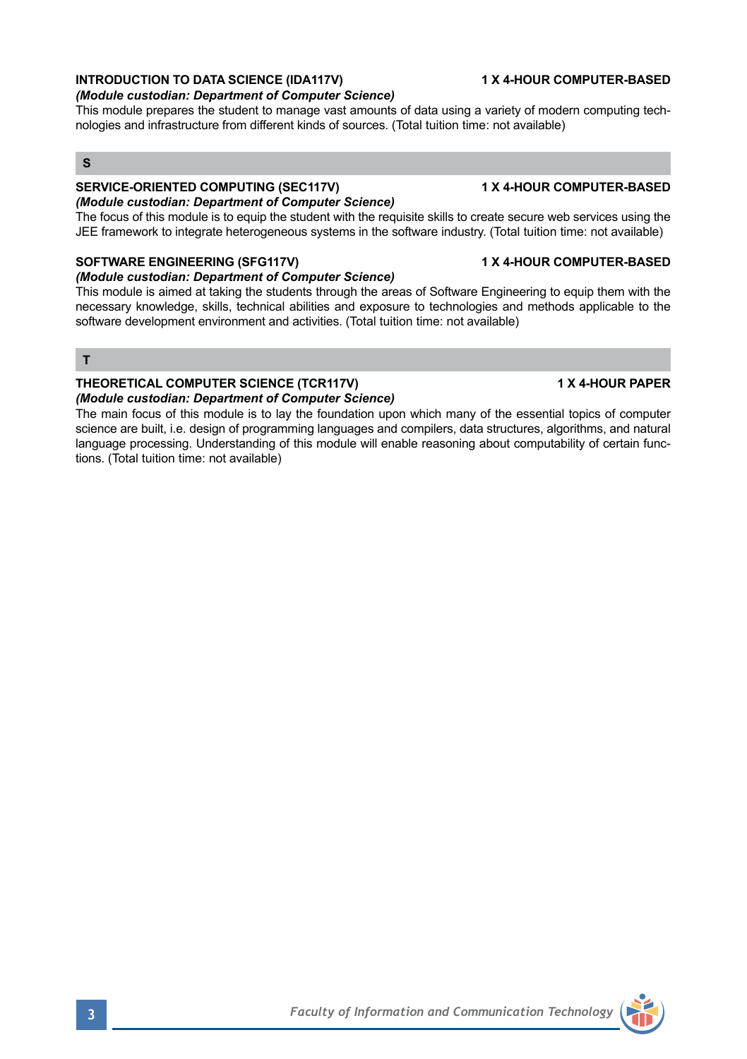**INTRODUCTION TO DATA SCIENCE (IDA117V) 1 X 4-HOUR COMPUTER-BASED**

***(Module custodian: Department of Computer Science)***

This module prepares the student to manage vast amounts of data using a variety of modern computing technologies and infrastructure from different kinds of sources. (Total tuition time: not available)

## S

**SERVICE-ORIENTED COMPUTING (SEC117V) 1 X 4-HOUR COMPUTER-BASED**

***(Module custodian: Department of Computer Science)***

The focus of this module is to equip the student with the requisite skills to create secure web services using the JEE framework to integrate heterogeneous systems in the software industry. (Total tuition time: not available)

**SOFTWARE ENGINEERING (SFG117V) 1 X 4-HOUR COMPUTER-BASED**

***(Module custodian: Department of Computer Science)***

This module is aimed at taking the students through the areas of Software Engineering to equip them with the necessary knowledge, skills, technical abilities and exposure to technologies and methods applicable to the software development environment and activities. (Total tuition time: not available)

## T

**THEORETICAL COMPUTER SCIENCE (TCR117V) 1 X 4-HOUR PAPER**

***(Module custodian: Department of Computer Science)***

The main focus of this module is to lay the foundation upon which many of the essential topics of computer science are built, i.e. design of programming languages and compilers, data structures, algorithms, and natural language processing. Understanding of this module will enable reasoning about computability of certain functions. (Total tuition time: not available)